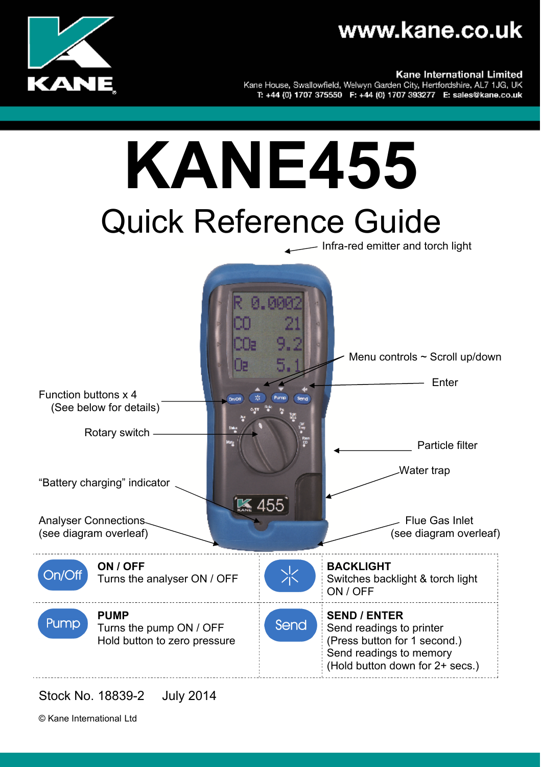www.kane.co.uk

**Kane International Limited**
Kane House, Swallowfield, Welwyn Garden City, Hertfordshire, AL7 1JG, UK
T: +44 (0) 1707 375550   F: +44 (0) 1707 393277   E: sales@kane.co.uk

# KANE455

## Quick Reference Guide

Infra-red emitter and torch light

Menu controls ~ Scroll up/down

Enter

Function buttons x 4
(See below for details)

Rotary switch

Particle filter

Water trap

"Battery charging" indicator

Analyser Connections
(see diagram overleaf)

Flue Gas Inlet
(see diagram overleaf)

| Button | Function | Button | Function |
|---|---|---|---|
| On/Off | **ON / OFF**<br>Turns the analyser ON / OFF | (Backlight) | **BACKLIGHT**<br>Switches backlight & torch light ON / OFF |
| Pump | **PUMP**<br>Turns the pump ON / OFF<br>Hold button to zero pressure | Send | **SEND / ENTER**<br>Send readings to printer<br>(Press button for 1 second.)<br>Send readings to memory<br>(Hold button down for 2+ secs.) |

Stock No. 18839-2   July 2014

© Kane International Ltd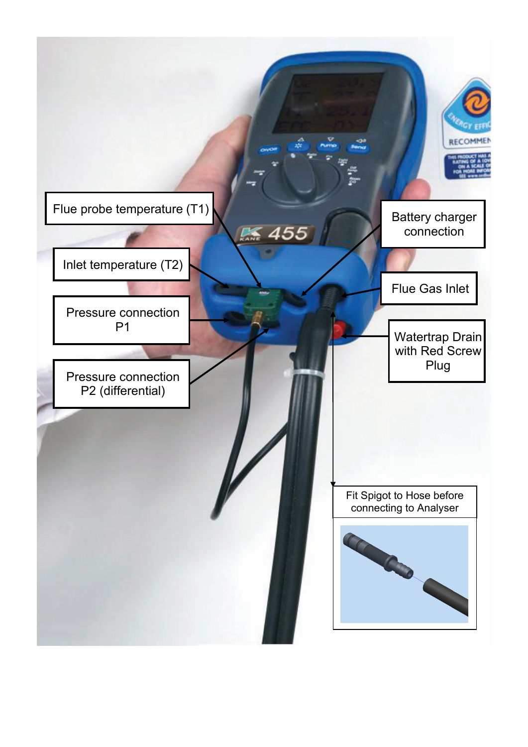Flue probe temperature (T1)

Inlet temperature (T2)

Pressure connection P1

Pressure connection P2 (differential)

Battery charger connection

Flue Gas Inlet

Watertrap Drain with Red Screw Plug

Fit Spigot to Hose before connecting to Analyser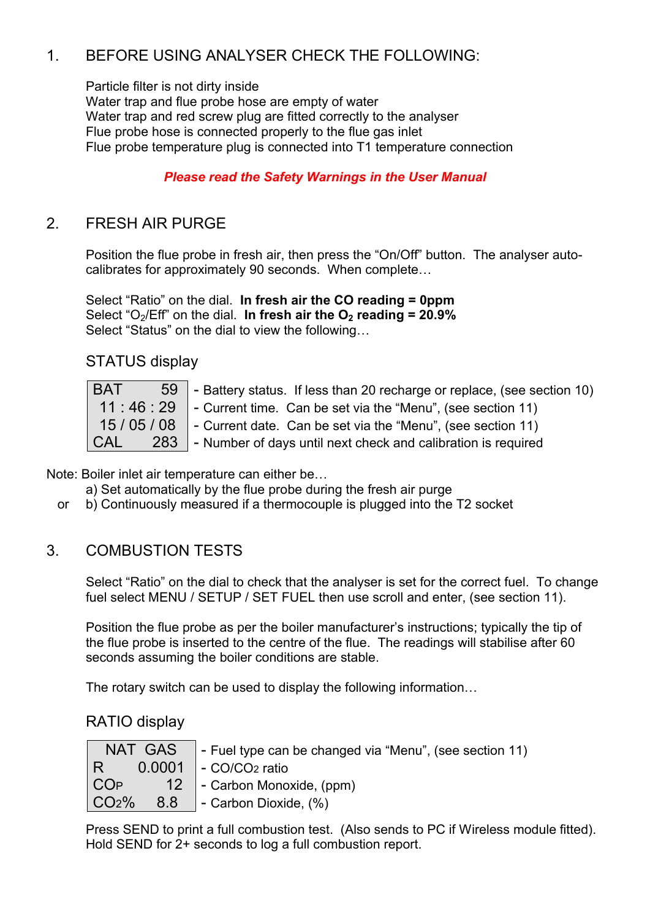## 1. BEFORE USING ANALYSER CHECK THE FOLLOWING:

Particle filter is not dirty inside
Water trap and flue probe hose are empty of water
Water trap and red screw plug are fitted correctly to the analyser
Flue probe hose is connected properly to the flue gas inlet
Flue probe temperature plug is connected into T1 temperature connection

***Please read the Safety Warnings in the User Manual***

## 2. FRESH AIR PURGE

Position the flue probe in fresh air, then press the "On/Off" button. The analyser auto-calibrates for approximately 90 seconds. When complete…

Select "Ratio" on the dial. **In fresh air the CO reading = 0ppm**
Select "$O_2$/Eff" on the dial. **In fresh air the $O_2$ reading = 20.9%**
Select "Status" on the dial to view the following…

### STATUS display

| Display | Description |
|---|---|
| BAT 59 | - Battery status. If less than 20 recharge or replace, (see section 10) |
| 11 : 46 : 29 | - Current time. Can be set via the "Menu", (see section 11) |
| 15 / 05 / 08 | - Current date. Can be set via the "Menu", (see section 11) |
| CAL 283 | - Number of days until next check and calibration is required |

Note: Boiler inlet air temperature can either be…

a) Set automatically by the flue probe during the fresh air purge

or b) Continuously measured if a thermocouple is plugged into the T2 socket

## 3. COMBUSTION TESTS

Select "Ratio" on the dial to check that the analyser is set for the correct fuel. To change fuel select MENU / SETUP / SET FUEL then use scroll and enter, (see section 11).

Position the flue probe as per the boiler manufacturer's instructions; typically the tip of the flue probe is inserted to the centre of the flue. The readings will stabilise after 60 seconds assuming the boiler conditions are stable.

The rotary switch can be used to display the following information…

### RATIO display

| Display | Description |
|---|---|
| NAT GAS | - Fuel type can be changed via "Menu", (see section 11) |
| R 0.0001 | - $CO/CO_2$ ratio |
| $CO_P$ 12 | - Carbon Monoxide, (ppm) |
| $CO_2$% 8.8 | - Carbon Dioxide, (%) |

Press SEND to print a full combustion test. (Also sends to PC if Wireless module fitted).
Hold SEND for 2+ seconds to log a full combustion report.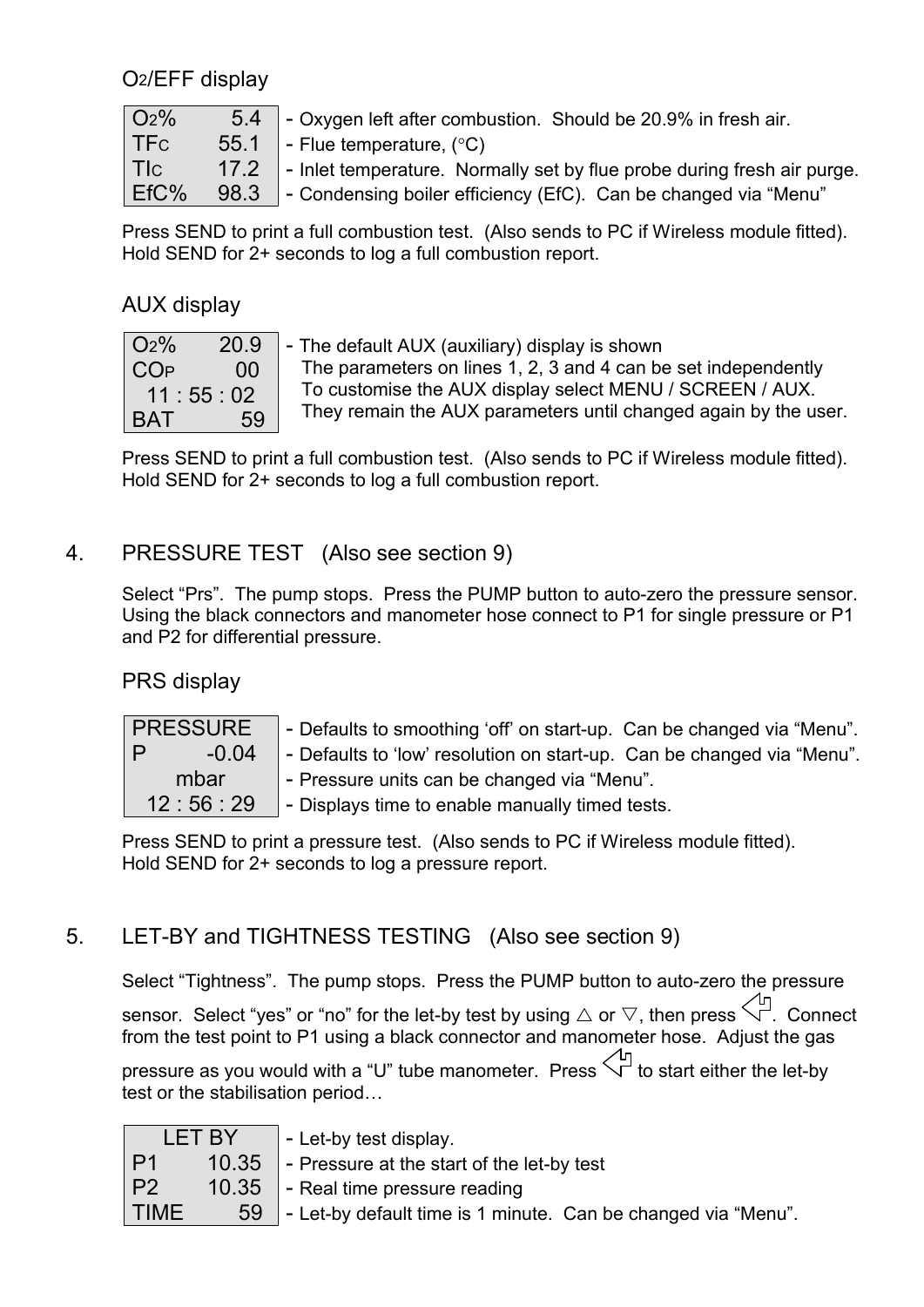### $O_2$/EFF display

| Display | | Description |
|---|---|---|
| $O_2$% | 5.4 | - Oxygen left after combustion. Should be 20.9% in fresh air. |
| $TF_C$ | 55.1 | - Flue temperature, (°C) |
| $TI_C$ | 17.2 | - Inlet temperature. Normally set by flue probe during fresh air purge. |
| EfC% | 98.3 | - Condensing boiler efficiency (EfC). Can be changed via "Menu" |

Press SEND to print a full combustion test. (Also sends to PC if Wireless module fitted).
Hold SEND for 2+ seconds to log a full combustion report.

### AUX display

| Display | | Description |
|---|---|---|
| $O_2$% | 20.9 | - The default AUX (auxiliary) display is shown |
| $CO_P$ | 00 | The parameters on lines 1, 2, 3 and 4 can be set independently |
| 11 : 55 : 02 | | To customise the AUX display select MENU / SCREEN / AUX. |
| BAT | 59 | They remain the AUX parameters until changed again by the user. |

Press SEND to print a full combustion test. (Also sends to PC if Wireless module fitted).
Hold SEND for 2+ seconds to log a full combustion report.

## 4. PRESSURE TEST (Also see section 9)

Select "Prs". The pump stops. Press the PUMP button to auto-zero the pressure sensor. Using the black connectors and manometer hose connect to P1 for single pressure or P1 and P2 for differential pressure.

### PRS display

| Display | | Description |
|---|---|---|
| PRESSURE | | - Defaults to smoothing 'off' on start-up. Can be changed via "Menu". |
| P | -0.04 | - Defaults to 'low' resolution on start-up. Can be changed via "Menu". |
| mbar | | - Pressure units can be changed via "Menu". |
| 12 : 56 : 29 | | - Displays time to enable manually timed tests. |

Press SEND to print a pressure test. (Also sends to PC if Wireless module fitted).
Hold SEND for 2+ seconds to log a pressure report.

## 5. LET-BY and TIGHTNESS TESTING (Also see section 9)

Select "Tightness". The pump stops. Press the PUMP button to auto-zero the pressure sensor. Select "yes" or "no" for the let-by test by using △ or ▽, then press ⇦. Connect from the test point to P1 using a black connector and manometer hose. Adjust the gas pressure as you would with a "U" tube manometer. Press ⇦ to start either the let-by test or the stabilisation period…

| Display | | Description |
|---|---|---|
| LET BY | | - Let-by test display. |
| P1 | 10.35 | - Pressure at the start of the let-by test |
| P2 | 10.35 | - Real time pressure reading |
| TIME | 59 | - Let-by default time is 1 minute. Can be changed via "Menu". |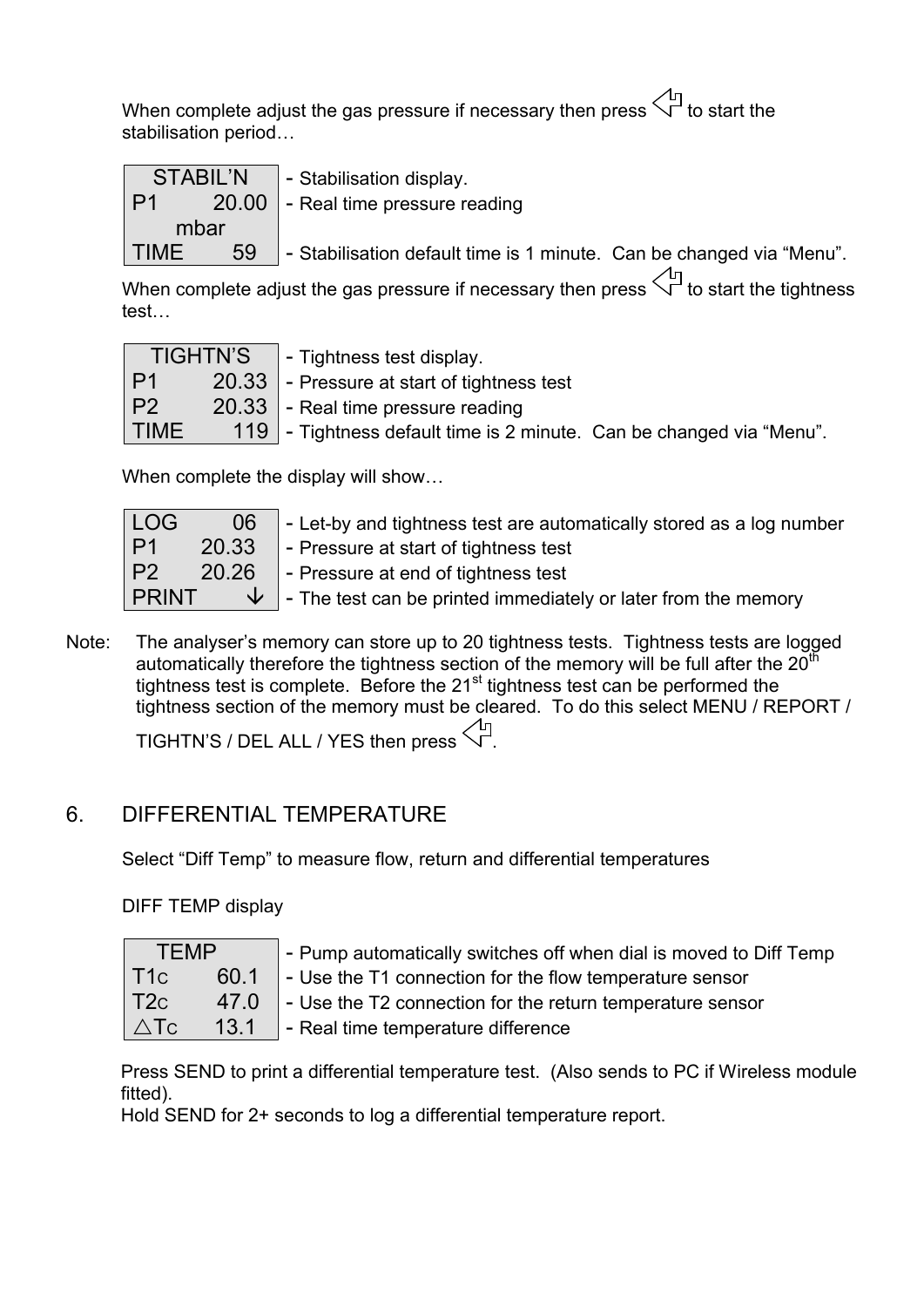When complete adjust the gas pressure if necessary then press ⇦ to start the stabilisation period…

| STABIL'N | |
|---|---|
| P1 20.00 mbar | - Stabilisation display. |
| | - Real time pressure reading |
| TIME 59 | - Stabilisation default time is 1 minute. Can be changed via "Menu". |

When complete adjust the gas pressure if necessary then press ⇦ to start the tightness test…

| TIGHTN'S | - Tightness test display. |
|---|---|
| P1 20.33 | - Pressure at start of tightness test |
| P2 20.33 | - Real time pressure reading |
| TIME 119 | - Tightness default time is 2 minute. Can be changed via "Menu". |

When complete the display will show…

| LOG 06 | - Let-by and tightness test are automatically stored as a log number |
|---|---|
| P1 20.33 | - Pressure at start of tightness test |
| P2 20.26 | - Pressure at end of tightness test |
| PRINT ↓ | - The test can be printed immediately or later from the memory |

Note: The analyser's memory can store up to 20 tightness tests. Tightness tests are logged automatically therefore the tightness section of the memory will be full after the 20th tightness test is complete. Before the 21st tightness test can be performed the tightness section of the memory must be cleared. To do this select MENU / REPORT / TIGHTN'S / DEL ALL / YES then press ⇦.

## 6. DIFFERENTIAL TEMPERATURE

Select "Diff Temp" to measure flow, return and differential temperatures

DIFF TEMP display

| TEMP | - Pump automatically switches off when dial is moved to Diff Temp |
|---|---|
| T1C 60.1 | - Use the T1 connection for the flow temperature sensor |
| T2C 47.0 | - Use the T2 connection for the return temperature sensor |
| △TC 13.1 | - Real time temperature difference |

Press SEND to print a differential temperature test. (Also sends to PC if Wireless module fitted).
Hold SEND for 2+ seconds to log a differential temperature report.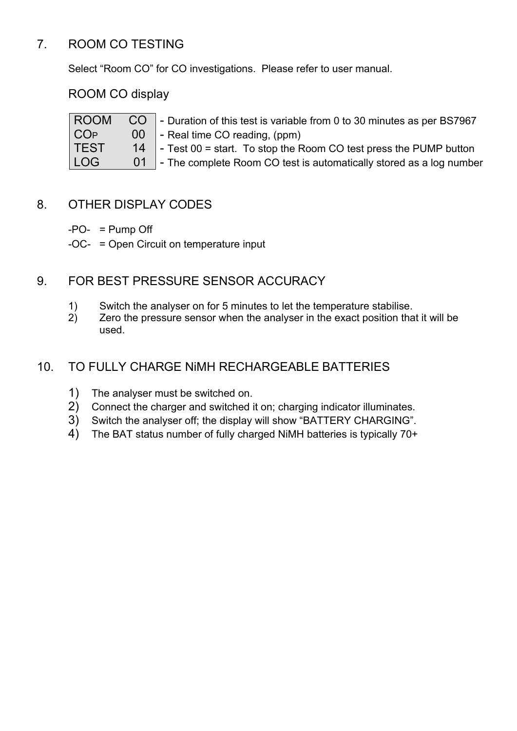## 7. ROOM CO TESTING

Select “Room CO” for CO investigations. Please refer to user manual.

### ROOM CO display

| Display | | Description |
|---|---|---|
| ROOM | CO | - Duration of this test is variable from 0 to 30 minutes as per BS7967 |
| $CO_P$ | 00 | - Real time CO reading, (ppm) |
| TEST | 14 | - Test 00 = start. To stop the Room CO test press the PUMP button |
| LOG | 01 | - The complete Room CO test is automatically stored as a log number |

## 8. OTHER DISPLAY CODES

-PO- = Pump Off

-OC- = Open Circuit on temperature input

## 9. FOR BEST PRESSURE SENSOR ACCURACY

1) Switch the analyser on for 5 minutes to let the temperature stabilise.
2) Zero the pressure sensor when the analyser in the exact position that it will be used.

## 10. TO FULLY CHARGE NiMH RECHARGEABLE BATTERIES

1) The analyser must be switched on.
2) Connect the charger and switched it on; charging indicator illuminates.
3) Switch the analyser off; the display will show “BATTERY CHARGING”.
4) The BAT status number of fully charged NiMH batteries is typically 70+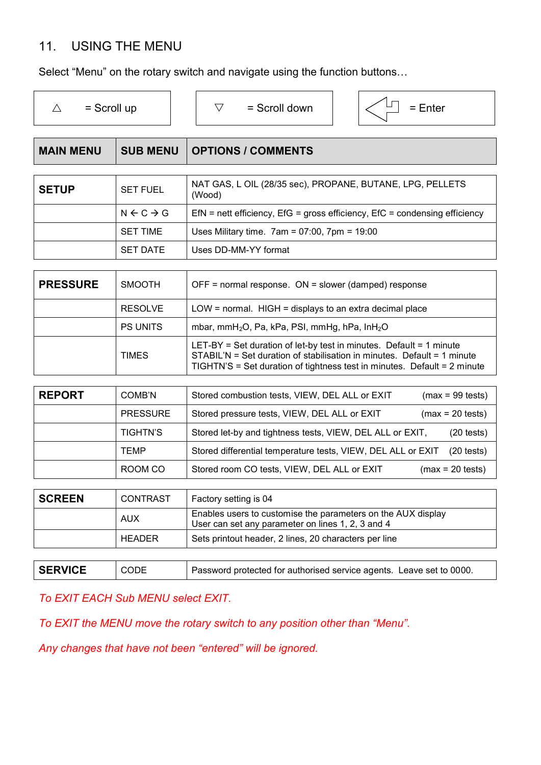## 11. USING THE MENU

Select “Menu” on the rotary switch and navigate using the function buttons…

| △ = Scroll up | ▽ = Scroll down | ⇦ = Enter |
|---|---|---|

| MAIN MENU | SUB MENU | OPTIONS / COMMENTS |
|---|---|---|
| **SETUP** | SET FUEL | NAT GAS, L OIL (28/35 sec), PROPANE, BUTANE, LPG, PELLETS (Wood) |
| | N ← C → G | EfN = nett efficiency, EfG = gross efficiency, EfC = condensing efficiency |
| | SET TIME | Uses Military time. 7am = 07:00, 7pm = 19:00 |
| | SET DATE | Uses DD-MM-YY format |
| **PRESSURE** | SMOOTH | OFF = normal response. ON = slower (damped) response |
| | RESOLVE | LOW = normal. HIGH = displays to an extra decimal place |
| | PS UNITS | mbar, $mmH_2O$, Pa, kPa, PSI, mmHg, hPa, $InH_2O$ |
| | TIMES | LET-BY = Set duration of let-by test in minutes. Default = 1 minute<br>STABIL'N = Set duration of stabilisation in minutes. Default = 1 minute<br>TIGHTN'S = Set duration of tightness test in minutes. Default = 2 minute |
| **REPORT** | COMB'N | Stored combustion tests, VIEW, DEL ALL or EXIT (max = 99 tests) |
| | PRESSURE | Stored pressure tests, VIEW, DEL ALL or EXIT (max = 20 tests) |
| | TIGHTN'S | Stored let-by and tightness tests, VIEW, DEL ALL or EXIT, (20 tests) |
| | TEMP | Stored differential temperature tests, VIEW, DEL ALL or EXIT (20 tests) |
| | ROOM CO | Stored room CO tests, VIEW, DEL ALL or EXIT (max = 20 tests) |
| **SCREEN** | CONTRAST | Factory setting is 04 |
| | AUX | Enables users to customise the parameters on the AUX display<br>User can set any parameter on lines 1, 2, 3 and 4 |
| | HEADER | Sets printout header, 2 lines, 20 characters per line |
| **SERVICE** | CODE | Password protected for authorised service agents. Leave set to 0000. |

*To EXIT EACH Sub MENU select EXIT.*

*To EXIT the MENU move the rotary switch to any position other than “Menu”.*

*Any changes that have not been “entered” will be ignored.*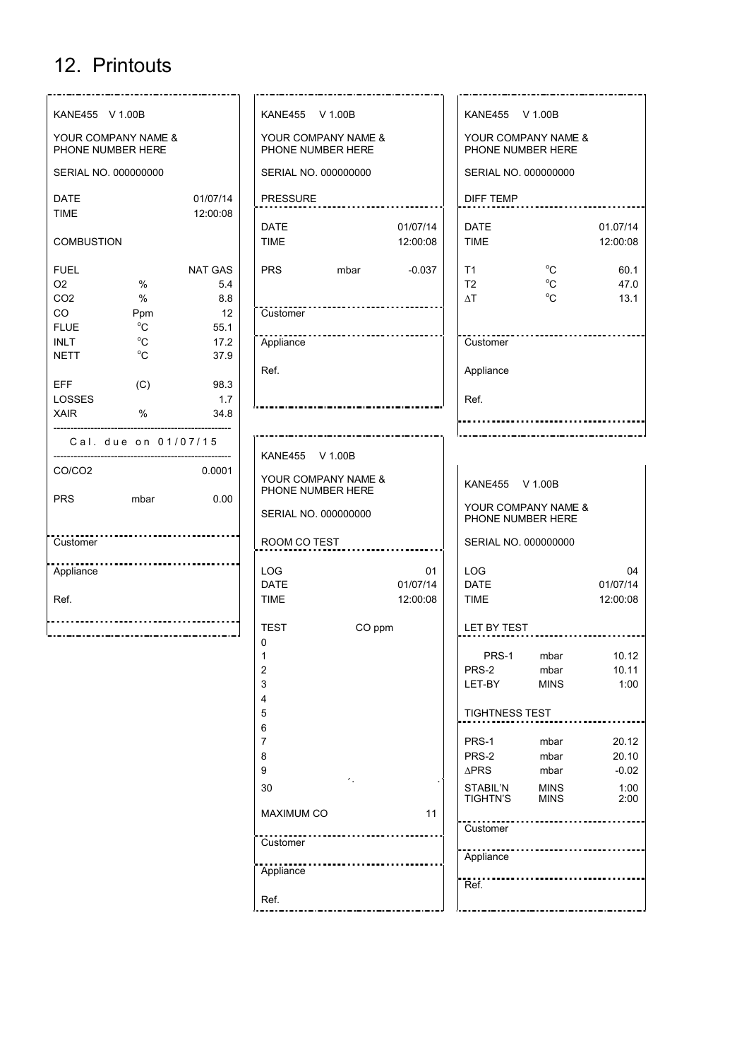# 12. Printouts

```
KANE455   V 1.00B

YOUR COMPANY NAME &
PHONE NUMBER HERE

SERIAL NO. 000000000

DATE                      01/07/14
TIME                      12:00:08

COMBUSTION

FUEL                       NAT GAS
O2          %                  5.4
CO2         %                  8.8
CO          Ppm                 12
FLUE        °C                55.1
INLT        °C                17.2
NETT        °C                37.9

EFF         (C)               98.3
LOSSES                         1.7
XAIR        %                 34.8
----------------------------------
      Cal. due on 01/07/15
----------------------------------
CO/CO2                      0.0001

PRS         mbar              0.00

----------------------------------
Customer
----------------------------------
Appliance

Ref.
----------------------------------
```

```
KANE455   V 1.00B

YOUR COMPANY NAME &
PHONE NUMBER HERE

SERIAL NO. 000000000

PRESSURE
----------------------------------
DATE                      01/07/14
TIME                      12:00:08

PRS         mbar            -0.037

----------------------------------
Customer
----------------------------------
Appliance

Ref.
----------------------------------
```

```
KANE455   V 1.00B

YOUR COMPANY NAME &
PHONE NUMBER HERE

SERIAL NO. 000000000

ROOM CO TEST
----------------------------------
LOG                             01
DATE                      01/07/14
TIME                      12:00:08

TEST              CO ppm
0
1
2
3
4
5
6
7
8
9
30

MAXIMUM CO                      11
----------------------------------
Customer
----------------------------------
Appliance

Ref.
----------------------------------
```

```
KANE455   V 1.00B

YOUR COMPANY NAME &
PHONE NUMBER HERE

SERIAL NO. 000000000

DIFF TEMP
----------------------------------
DATE                      01.07/14
TIME                      12:00:08

T1          °C                60.1
T2          °C                47.0
ΔT          °C                13.1

----------------------------------
Customer

Appliance

Ref.
----------------------------------
```

```
KANE455   V 1.00B

YOUR COMPANY NAME &
PHONE NUMBER HERE

SERIAL NO. 000000000

LOG                             04
DATE                      01/07/14
TIME                      12:00:08

LET BY TEST
----------------------------------
PRS-1       mbar             10.12
PRS-2       mbar             10.11
LET-BY      MINS              1:00

TIGHTNESS TEST
----------------------------------
PRS-1       mbar             20.12
PRS-2       mbar             20.10
ΔPRS        mbar             -0.02
STABIL'N    MINS              1:00
TIGHTN'S    MINS              2:00
----------------------------------
Customer
----------------------------------
Appliance
----------------------------------
Ref.
----------------------------------
```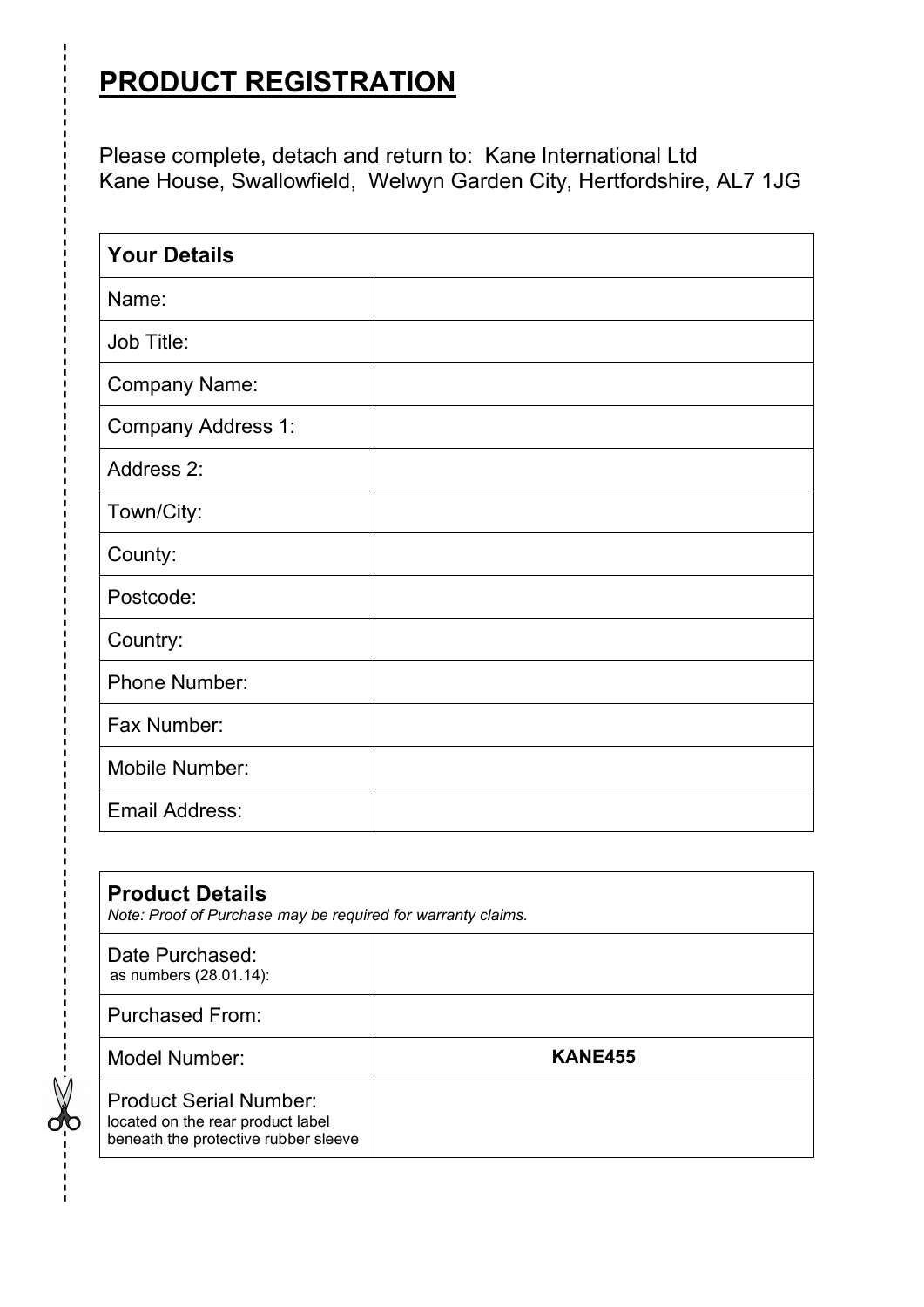# PRODUCT REGISTRATION

Please complete, detach and return to: Kane International Ltd
Kane House, Swallowfield, Welwyn Garden City, Hertfordshire, AL7 1JG

| **Your Details** | |
|---|---|
| Name: | |
| Job Title: | |
| Company Name: | |
| Company Address 1: | |
| Address 2: | |
| Town/City: | |
| County: | |
| Postcode: | |
| Country: | |
| Phone Number: | |
| Fax Number: | |
| Mobile Number: | |
| Email Address: | |

| **Product Details**<br>*Note: Proof of Purchase may be required for warranty claims.* | |
|---|---|
| Date Purchased:<br>as numbers (28.01.14): | |
| Purchased From: | |
| Model Number: | **KANE455** |
| Product Serial Number:<br>located on the rear product label beneath the protective rubber sleeve | |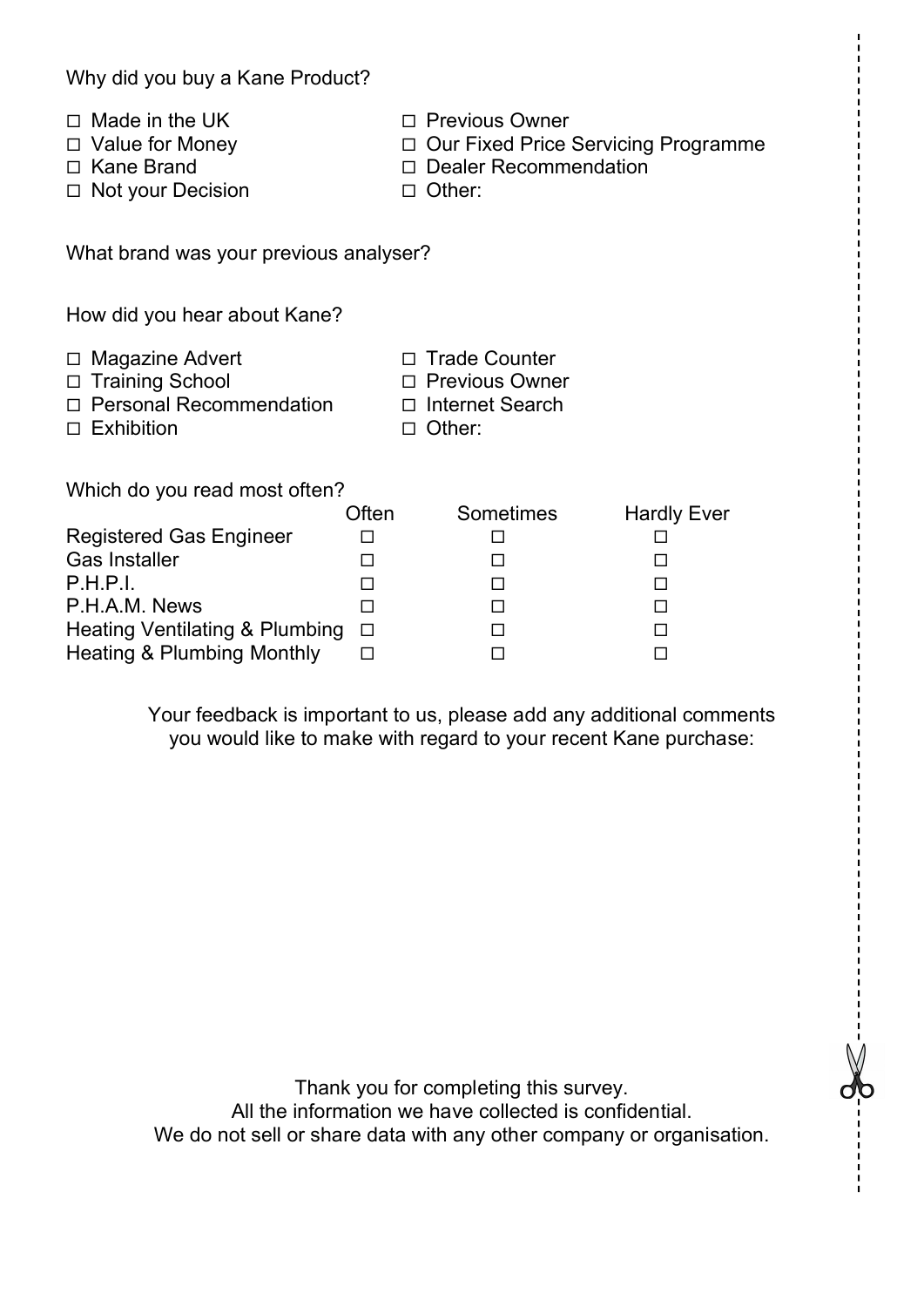Why did you buy a Kane Product?

- ☐ Made in the UK
- ☐ Value for Money
- ☐ Kane Brand
- ☐ Not your Decision
- ☐ Previous Owner
- ☐ Our Fixed Price Servicing Programme
- ☐ Dealer Recommendation
- ☐ Other:

What brand was your previous analyser?

How did you hear about Kane?

- ☐ Magazine Advert
- ☐ Training School
- ☐ Personal Recommendation
- ☐ Exhibition
- ☐ Trade Counter
- ☐ Previous Owner
- ☐ Internet Search
- ☐ Other:

Which do you read most often?

| | Often | Sometimes | Hardly Ever |
|---|---|---|---|
| Registered Gas Engineer | ☐ | ☐ | ☐ |
| Gas Installer | ☐ | ☐ | ☐ |
| P.H.P.I. | ☐ | ☐ | ☐ |
| P.H.A.M. News | ☐ | ☐ | ☐ |
| Heating Ventilating & Plumbing | ☐ | ☐ | ☐ |
| Heating & Plumbing Monthly | ☐ | ☐ | ☐ |

Your feedback is important to us, please add any additional comments you would like to make with regard to your recent Kane purchase:

Thank you for completing this survey.
All the information we have collected is confidential.
We do not sell or share data with any other company or organisation.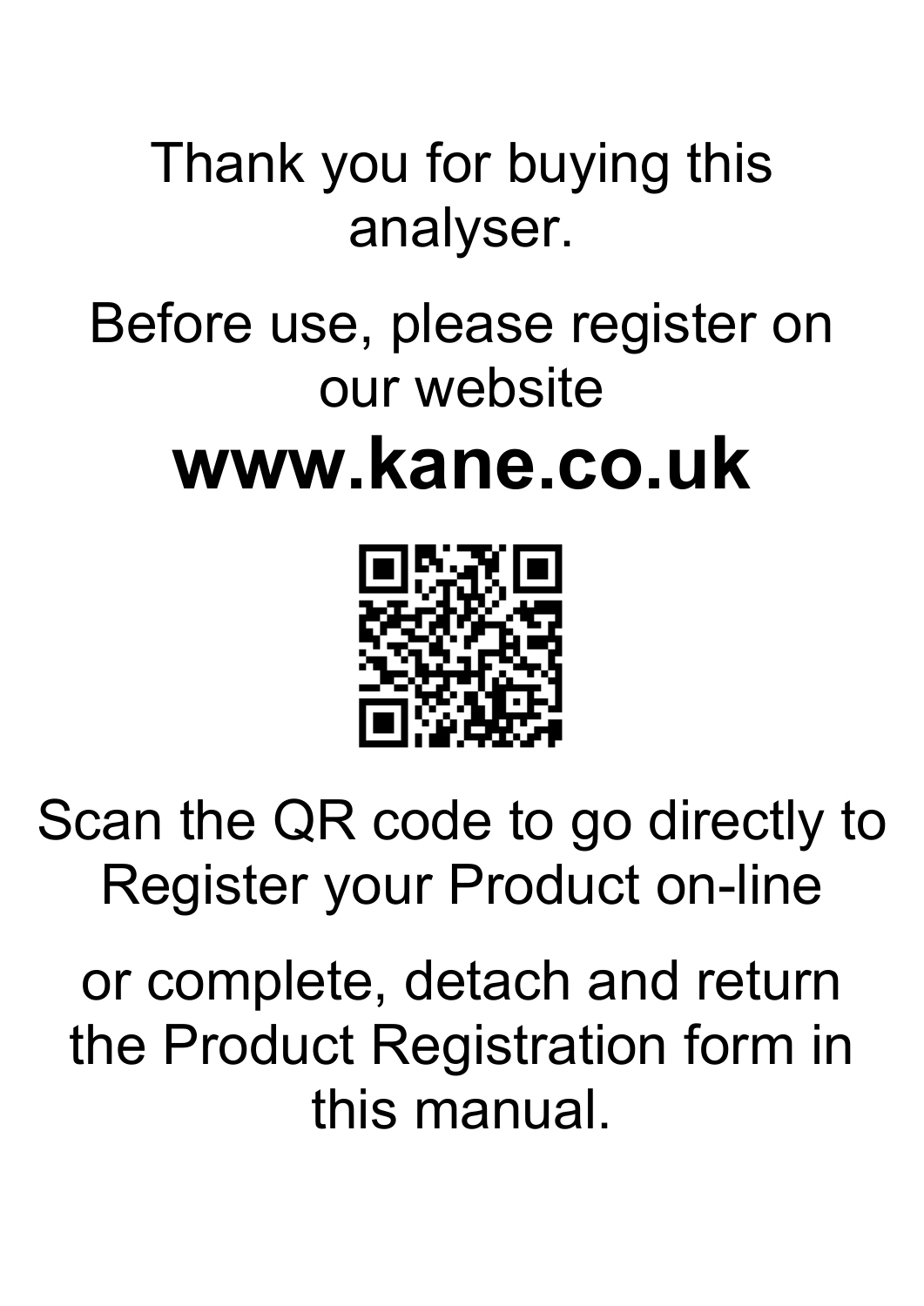Thank you for buying this analyser.

Before use, please register on our website

**www.kane.co.uk**

Scan the QR code to go directly to Register your Product on-line

or complete, detach and return the Product Registration form in this manual.